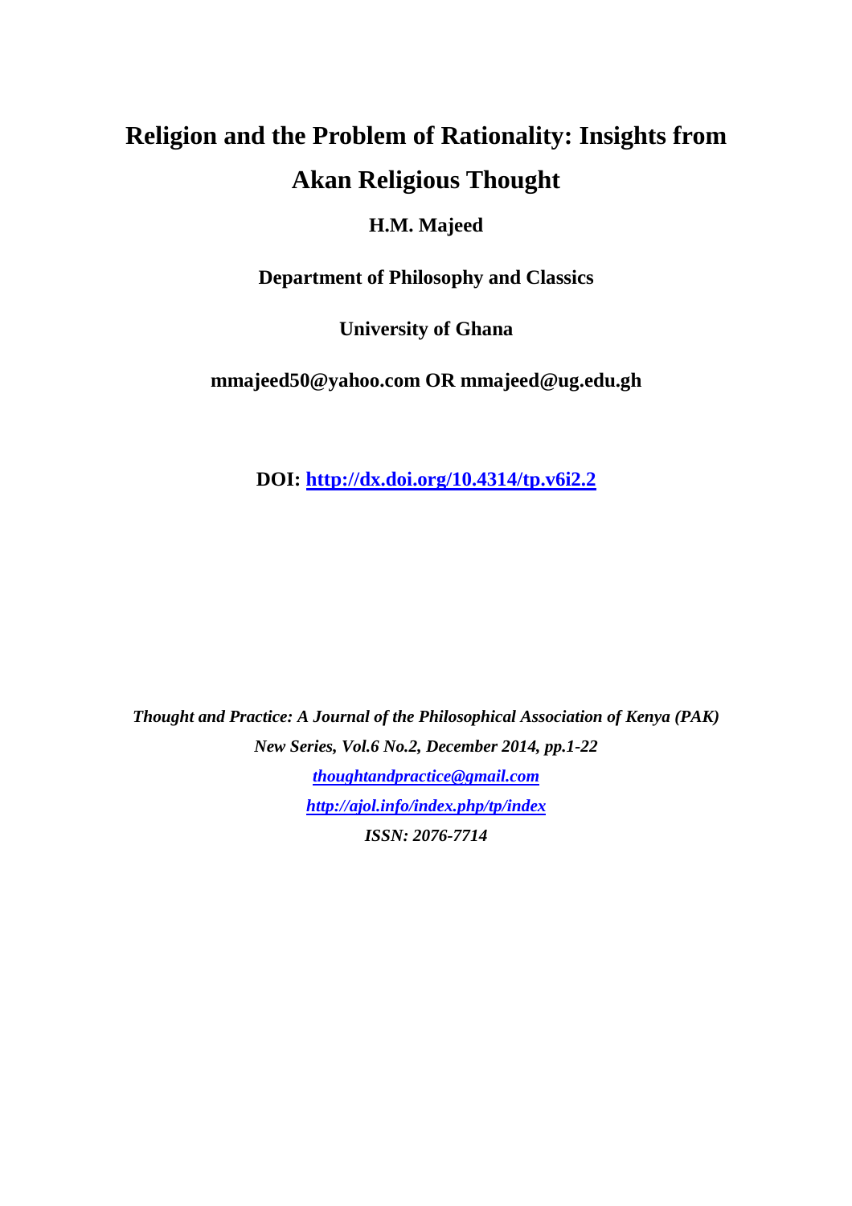# Religion and the Problem of Rationality: Insights from Akan Religious Thought

**H.M. Majeed**

**Department of Philosophy and Classics**

**University of Ghana**

**mmajeed50@yahoo.com OR mmajeed@ug.edu.gh**

**DOI: [http://dx.doi.org/10.4314/tp.v6i2.2](http://dx.doi.org/10.4314/tp.v6i2.2)**

***Thought and Practice: A Journal of the Philosophical Association of Kenya (PAK)***
***New Series, Vol.6 No.2, December 2014, pp.1-22***
***[thoughtandpractice@gmail.com](mailto:thoughtandpractice@gmail.com)***
***[http://ajol.info/index.php/tp/index](http://ajol.info/index.php/tp/index)***
***ISSN: 2076-7714***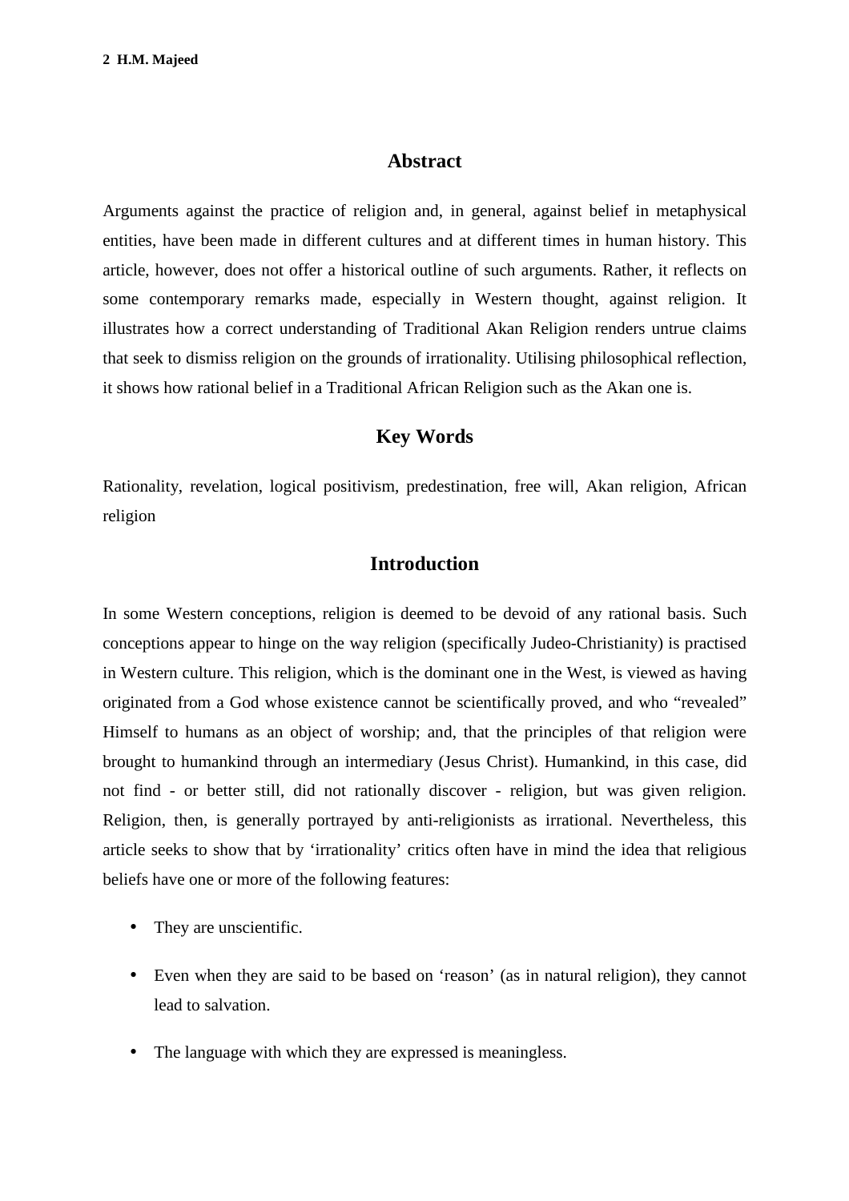## Abstract

Arguments against the practice of religion and, in general, against belief in metaphysical entities, have been made in different cultures and at different times in human history. This article, however, does not offer a historical outline of such arguments. Rather, it reflects on some contemporary remarks made, especially in Western thought, against religion. It illustrates how a correct understanding of Traditional Akan Religion renders untrue claims that seek to dismiss religion on the grounds of irrationality. Utilising philosophical reflection, it shows how rational belief in a Traditional African Religion such as the Akan one is.

## Key Words

Rationality, revelation, logical positivism, predestination, free will, Akan religion, African religion

## Introduction

In some Western conceptions, religion is deemed to be devoid of any rational basis. Such conceptions appear to hinge on the way religion (specifically Judeo-Christianity) is practised in Western culture. This religion, which is the dominant one in the West, is viewed as having originated from a God whose existence cannot be scientifically proved, and who "revealed" Himself to humans as an object of worship; and, that the principles of that religion were brought to humankind through an intermediary (Jesus Christ). Humankind, in this case, did not find - or better still, did not rationally discover - religion, but was given religion. Religion, then, is generally portrayed by anti-religionists as irrational. Nevertheless, this article seeks to show that by 'irrationality' critics often have in mind the idea that religious beliefs have one or more of the following features:

- They are unscientific.
- Even when they are said to be based on 'reason' (as in natural religion), they cannot lead to salvation.
- The language with which they are expressed is meaningless.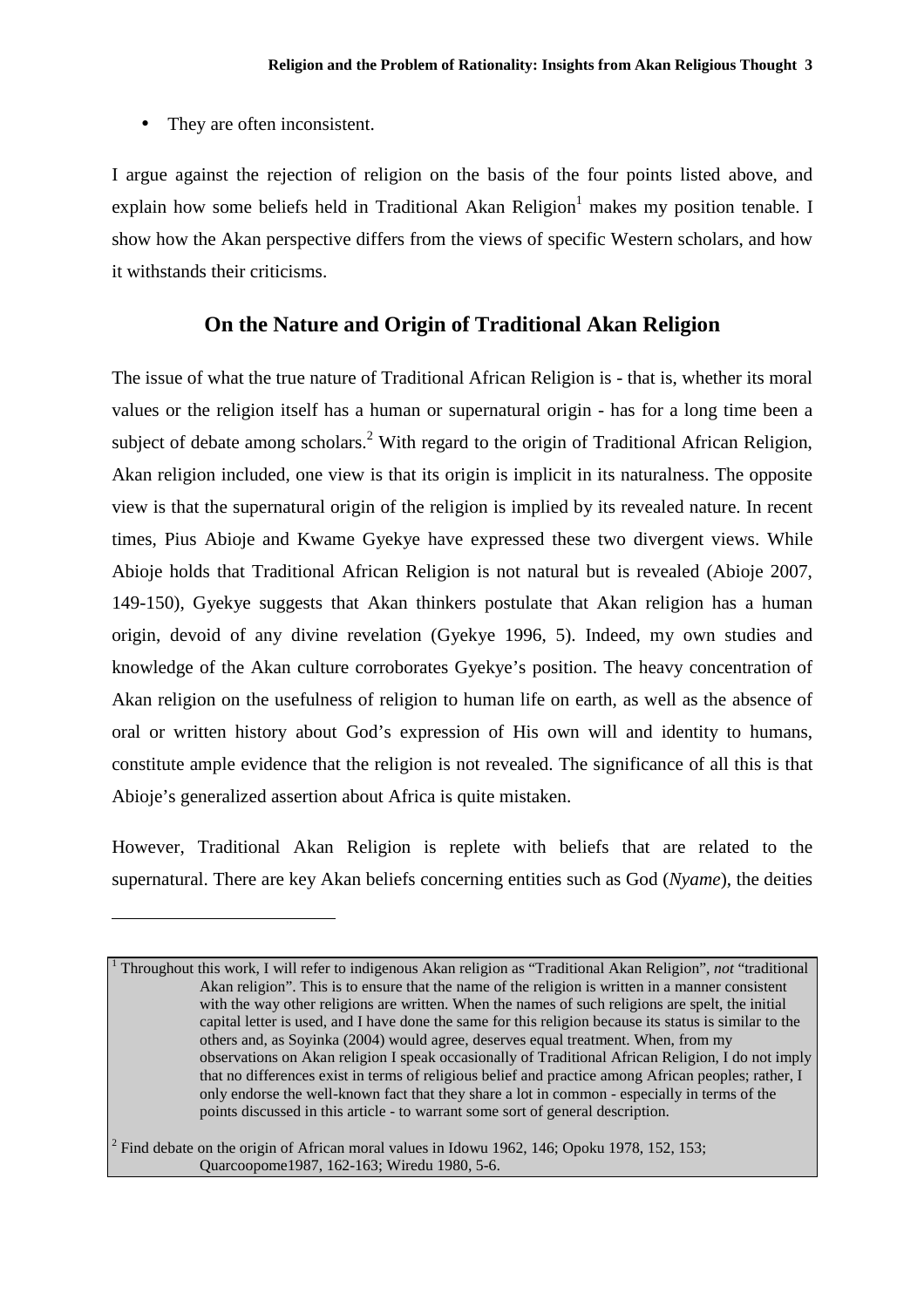- They are often inconsistent.

I argue against the rejection of religion on the basis of the four points listed above, and explain how some beliefs held in Traditional Akan Religion[1] makes my position tenable. I show how the Akan perspective differs from the views of specific Western scholars, and how it withstands their criticisms.

## On the Nature and Origin of Traditional Akan Religion

The issue of what the true nature of Traditional African Religion is - that is, whether its moral values or the religion itself has a human or supernatural origin - has for a long time been a subject of debate among scholars.[2] With regard to the origin of Traditional African Religion, Akan religion included, one view is that its origin is implicit in its naturalness. The opposite view is that the supernatural origin of the religion is implied by its revealed nature. In recent times, Pius Abioje and Kwame Gyekye have expressed these two divergent views. While Abioje holds that Traditional African Religion is not natural but is revealed (Abioje 2007, 149-150), Gyekye suggests that Akan thinkers postulate that Akan religion has a human origin, devoid of any divine revelation (Gyekye 1996, 5). Indeed, my own studies and knowledge of the Akan culture corroborates Gyekye's position. The heavy concentration of Akan religion on the usefulness of religion to human life on earth, as well as the absence of oral or written history about God's expression of His own will and identity to humans, constitute ample evidence that the religion is not revealed. The significance of all this is that Abioje's generalized assertion about Africa is quite mistaken.

However, Traditional Akan Religion is replete with beliefs that are related to the supernatural. There are key Akan beliefs concerning entities such as God (*Nyame*), the deities

---

[1] Throughout this work, I will refer to indigenous Akan religion as "Traditional Akan Religion", *not* "traditional Akan religion". This is to ensure that the name of the religion is written in a manner consistent with the way other religions are written. When the names of such religions are spelt, the initial capital letter is used, and I have done the same for this religion because its status is similar to the others and, as Soyinka (2004) would agree, deserves equal treatment. When, from my observations on Akan religion I speak occasionally of Traditional African Religion, I do not imply that no differences exist in terms of religious belief and practice among African peoples; rather, I only endorse the well-known fact that they share a lot in common - especially in terms of the points discussed in this article - to warrant some sort of general description.

[2] Find debate on the origin of African moral values in Idowu 1962, 146; Opoku 1978, 152, 153; Quarcoopome1987, 162-163; Wiredu 1980, 5-6.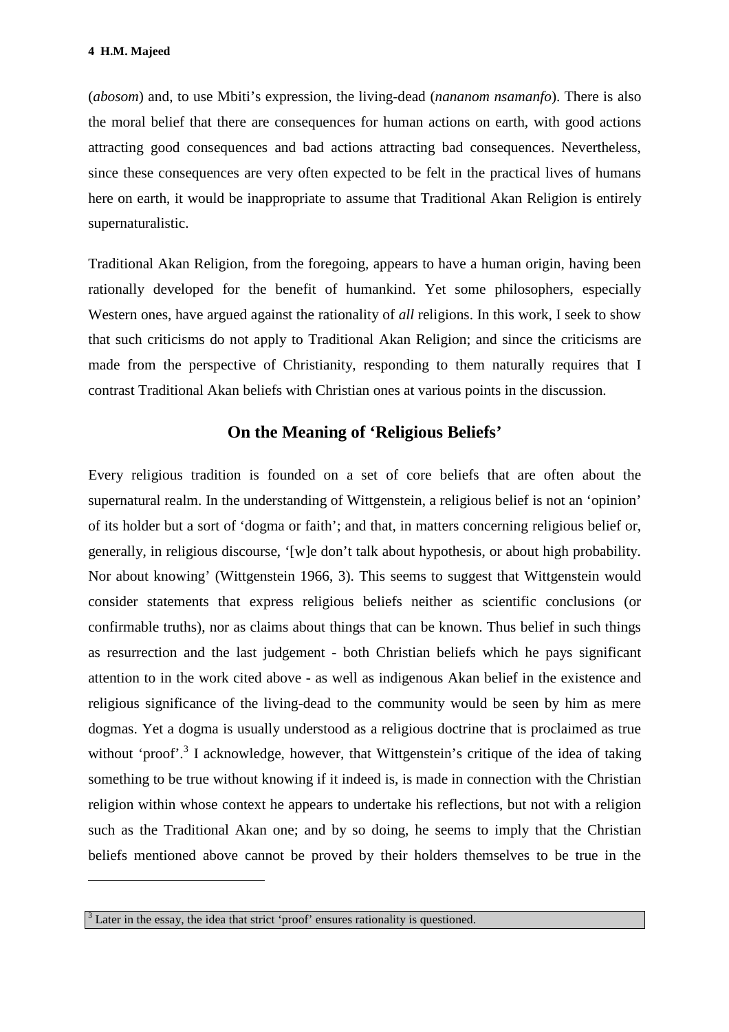(*abosom*) and, to use Mbiti's expression, the living-dead (*nananom nsamanfo*). There is also the moral belief that there are consequences for human actions on earth, with good actions attracting good consequences and bad actions attracting bad consequences. Nevertheless, since these consequences are very often expected to be felt in the practical lives of humans here on earth, it would be inappropriate to assume that Traditional Akan Religion is entirely supernaturalistic.

Traditional Akan Religion, from the foregoing, appears to have a human origin, having been rationally developed for the benefit of humankind. Yet some philosophers, especially Western ones, have argued against the rationality of *all* religions. In this work, I seek to show that such criticisms do not apply to Traditional Akan Religion; and since the criticisms are made from the perspective of Christianity, responding to them naturally requires that I contrast Traditional Akan beliefs with Christian ones at various points in the discussion.

## On the Meaning of 'Religious Beliefs'

Every religious tradition is founded on a set of core beliefs that are often about the supernatural realm. In the understanding of Wittgenstein, a religious belief is not an 'opinion' of its holder but a sort of 'dogma or faith'; and that, in matters concerning religious belief or, generally, in religious discourse, '[w]e don't talk about hypothesis, or about high probability. Nor about knowing' (Wittgenstein 1966, 3). This seems to suggest that Wittgenstein would consider statements that express religious beliefs neither as scientific conclusions (or confirmable truths), nor as claims about things that can be known. Thus belief in such things as resurrection and the last judgement - both Christian beliefs which he pays significant attention to in the work cited above - as well as indigenous Akan belief in the existence and religious significance of the living-dead to the community would be seen by him as mere dogmas. Yet a dogma is usually understood as a religious doctrine that is proclaimed as true without 'proof'.[3] I acknowledge, however, that Wittgenstein's critique of the idea of taking something to be true without knowing if it indeed is, is made in connection with the Christian religion within whose context he appears to undertake his reflections, but not with a religion such as the Traditional Akan one; and by so doing, he seems to imply that the Christian beliefs mentioned above cannot be proved by their holders themselves to be true in the

[3] Later in the essay, the idea that strict 'proof' ensures rationality is questioned.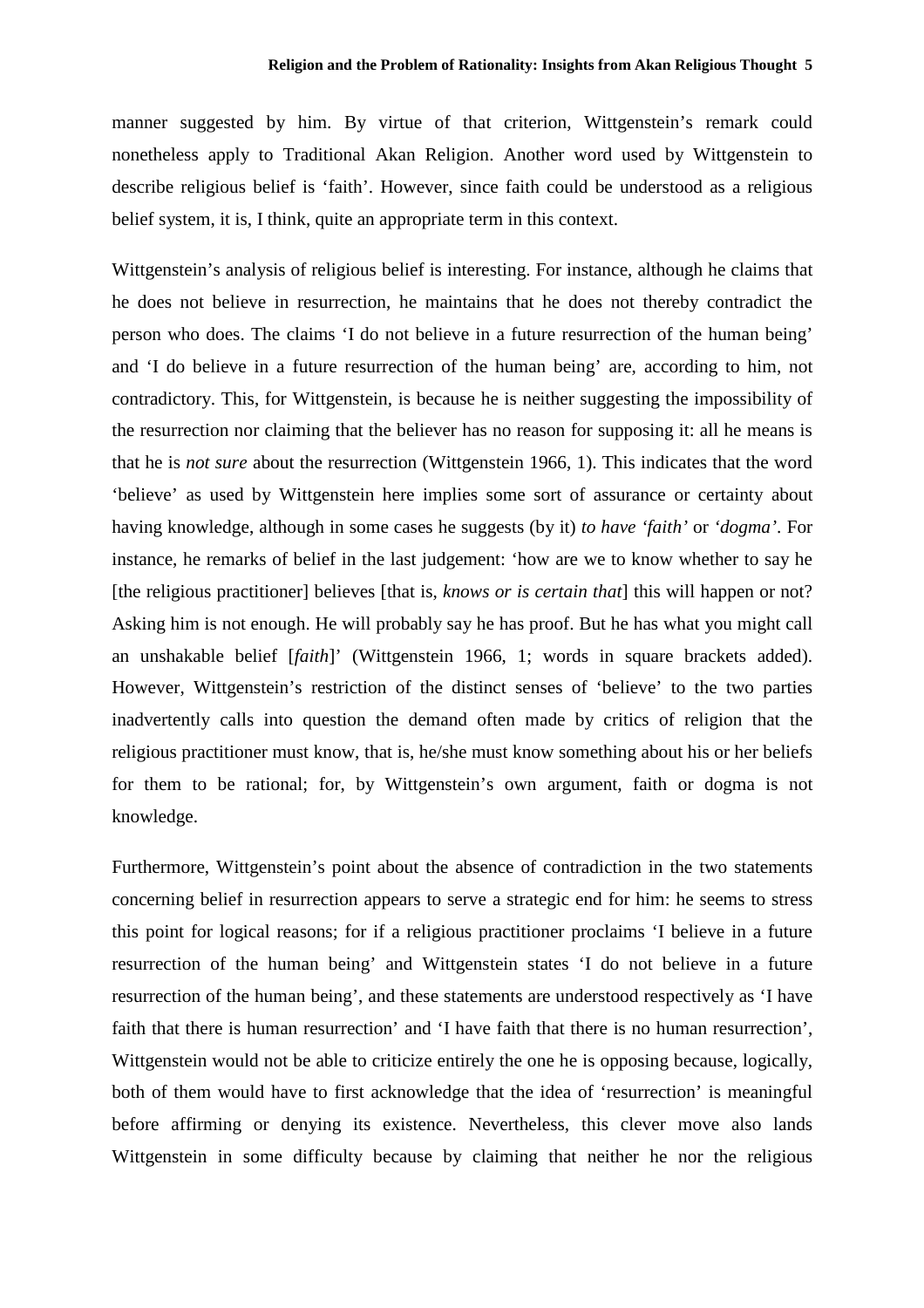manner suggested by him. By virtue of that criterion, Wittgenstein's remark could nonetheless apply to Traditional Akan Religion. Another word used by Wittgenstein to describe religious belief is 'faith'. However, since faith could be understood as a religious belief system, it is, I think, quite an appropriate term in this context.

Wittgenstein's analysis of religious belief is interesting. For instance, although he claims that he does not believe in resurrection, he maintains that he does not thereby contradict the person who does. The claims 'I do not believe in a future resurrection of the human being' and 'I do believe in a future resurrection of the human being' are, according to him, not contradictory. This, for Wittgenstein, is because he is neither suggesting the impossibility of the resurrection nor claiming that the believer has no reason for supposing it: all he means is that he is *not sure* about the resurrection (Wittgenstein 1966, 1). This indicates that the word 'believe' as used by Wittgenstein here implies some sort of assurance or certainty about having knowledge, although in some cases he suggests (by it) *to have 'faith'* or *'dogma'*. For instance, he remarks of belief in the last judgement: 'how are we to know whether to say he [the religious practitioner] believes [that is, *knows or is certain that*] this will happen or not? Asking him is not enough. He will probably say he has proof. But he has what you might call an unshakable belief [*faith*]' (Wittgenstein 1966, 1; words in square brackets added). However, Wittgenstein's restriction of the distinct senses of 'believe' to the two parties inadvertently calls into question the demand often made by critics of religion that the religious practitioner must know, that is, he/she must know something about his or her beliefs for them to be rational; for, by Wittgenstein's own argument, faith or dogma is not knowledge.

Furthermore, Wittgenstein's point about the absence of contradiction in the two statements concerning belief in resurrection appears to serve a strategic end for him: he seems to stress this point for logical reasons; for if a religious practitioner proclaims 'I believe in a future resurrection of the human being' and Wittgenstein states 'I do not believe in a future resurrection of the human being', and these statements are understood respectively as 'I have faith that there is human resurrection' and 'I have faith that there is no human resurrection', Wittgenstein would not be able to criticize entirely the one he is opposing because, logically, both of them would have to first acknowledge that the idea of 'resurrection' is meaningful before affirming or denying its existence. Nevertheless, this clever move also lands Wittgenstein in some difficulty because by claiming that neither he nor the religious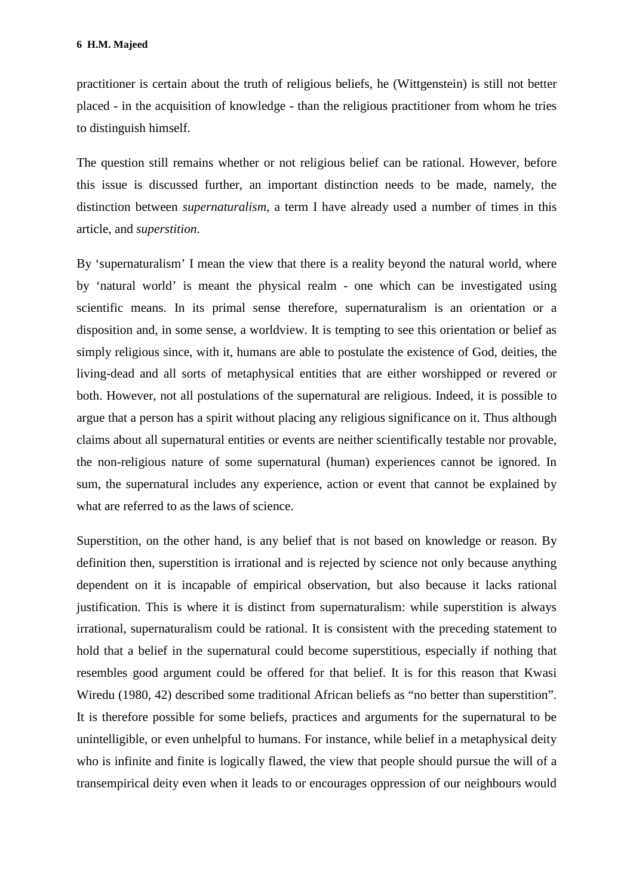practitioner is certain about the truth of religious beliefs, he (Wittgenstein) is still not better placed - in the acquisition of knowledge - than the religious practitioner from whom he tries to distinguish himself.

The question still remains whether or not religious belief can be rational. However, before this issue is discussed further, an important distinction needs to be made, namely, the distinction between *supernaturalism*, a term I have already used a number of times in this article, and *superstition*.

By 'supernaturalism' I mean the view that there is a reality beyond the natural world, where by 'natural world' is meant the physical realm - one which can be investigated using scientific means. In its primal sense therefore, supernaturalism is an orientation or a disposition and, in some sense, a worldview. It is tempting to see this orientation or belief as simply religious since, with it, humans are able to postulate the existence of God, deities, the living-dead and all sorts of metaphysical entities that are either worshipped or revered or both. However, not all postulations of the supernatural are religious. Indeed, it is possible to argue that a person has a spirit without placing any religious significance on it. Thus although claims about all supernatural entities or events are neither scientifically testable nor provable, the non-religious nature of some supernatural (human) experiences cannot be ignored. In sum, the supernatural includes any experience, action or event that cannot be explained by what are referred to as the laws of science.

Superstition, on the other hand, is any belief that is not based on knowledge or reason. By definition then, superstition is irrational and is rejected by science not only because anything dependent on it is incapable of empirical observation, but also because it lacks rational justification. This is where it is distinct from supernaturalism: while superstition is always irrational, supernaturalism could be rational. It is consistent with the preceding statement to hold that a belief in the supernatural could become superstitious, especially if nothing that resembles good argument could be offered for that belief. It is for this reason that Kwasi Wiredu (1980, 42) described some traditional African beliefs as "no better than superstition". It is therefore possible for some beliefs, practices and arguments for the supernatural to be unintelligible, or even unhelpful to humans. For instance, while belief in a metaphysical deity who is infinite and finite is logically flawed, the view that people should pursue the will of a transempirical deity even when it leads to or encourages oppression of our neighbours would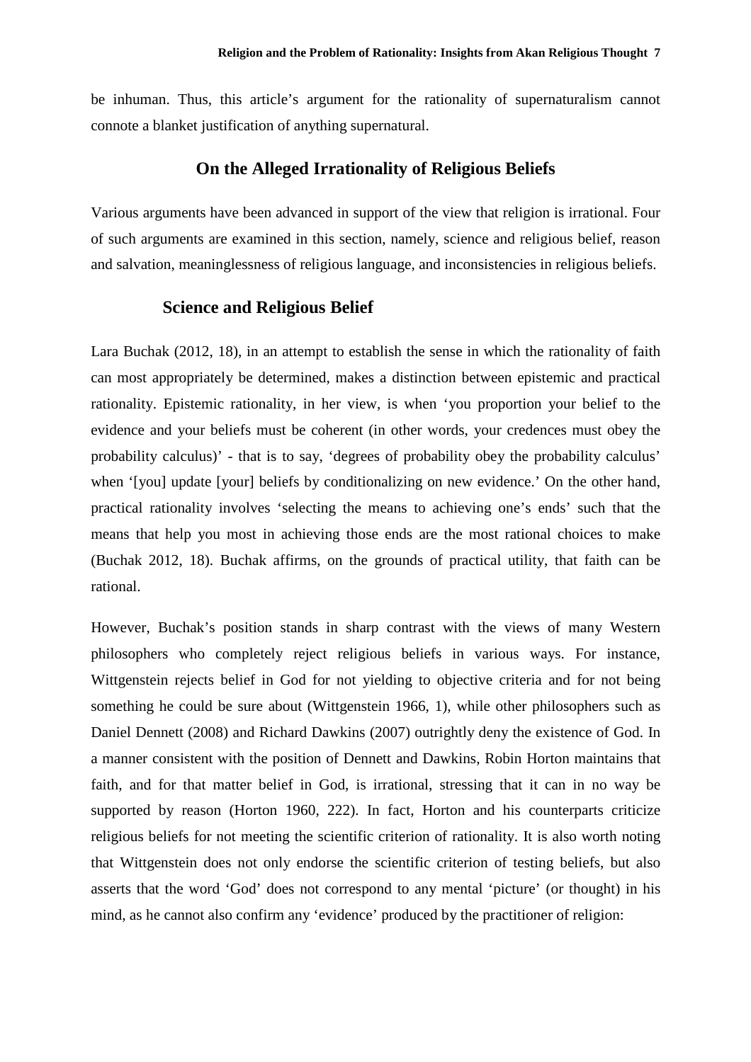be inhuman. Thus, this article's argument for the rationality of supernaturalism cannot connote a blanket justification of anything supernatural.

## On the Alleged Irrationality of Religious Beliefs

Various arguments have been advanced in support of the view that religion is irrational. Four of such arguments are examined in this section, namely, science and religious belief, reason and salvation, meaninglessness of religious language, and inconsistencies in religious beliefs.

### Science and Religious Belief

Lara Buchak (2012, 18), in an attempt to establish the sense in which the rationality of faith can most appropriately be determined, makes a distinction between epistemic and practical rationality. Epistemic rationality, in her view, is when 'you proportion your belief to the evidence and your beliefs must be coherent (in other words, your credences must obey the probability calculus)' - that is to say, 'degrees of probability obey the probability calculus' when '[you] update [your] beliefs by conditionalizing on new evidence.' On the other hand, practical rationality involves 'selecting the means to achieving one's ends' such that the means that help you most in achieving those ends are the most rational choices to make (Buchak 2012, 18). Buchak affirms, on the grounds of practical utility, that faith can be rational.

However, Buchak's position stands in sharp contrast with the views of many Western philosophers who completely reject religious beliefs in various ways. For instance, Wittgenstein rejects belief in God for not yielding to objective criteria and for not being something he could be sure about (Wittgenstein 1966, 1), while other philosophers such as Daniel Dennett (2008) and Richard Dawkins (2007) outrightly deny the existence of God. In a manner consistent with the position of Dennett and Dawkins, Robin Horton maintains that faith, and for that matter belief in God, is irrational, stressing that it can in no way be supported by reason (Horton 1960, 222). In fact, Horton and his counterparts criticize religious beliefs for not meeting the scientific criterion of rationality. It is also worth noting that Wittgenstein does not only endorse the scientific criterion of testing beliefs, but also asserts that the word 'God' does not correspond to any mental 'picture' (or thought) in his mind, as he cannot also confirm any 'evidence' produced by the practitioner of religion: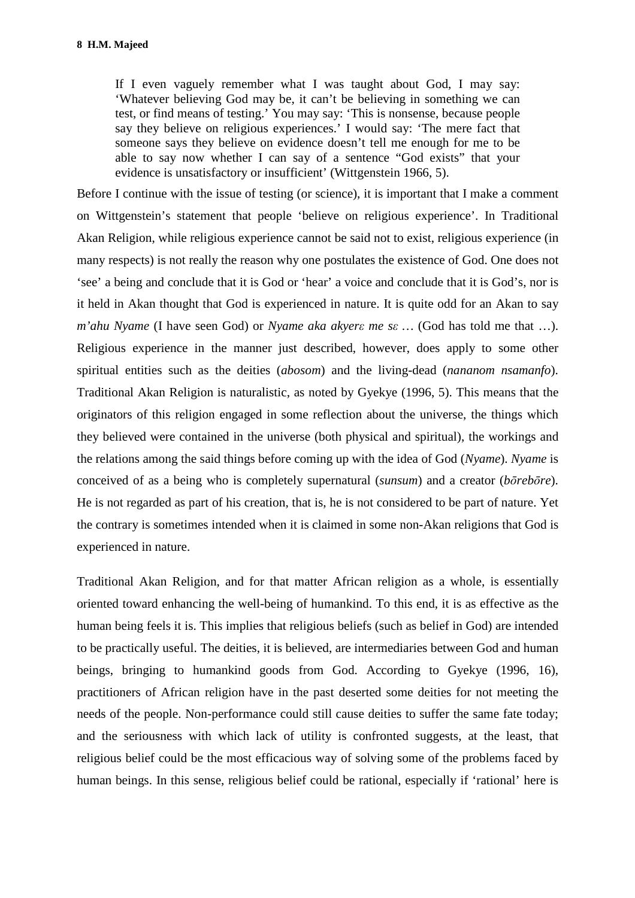> If I even vaguely remember what I was taught about God, I may say: 'Whatever believing God may be, it can't be believing in something we can test, or find means of testing.' You may say: 'This is nonsense, because people say they believe on religious experiences.' I would say: 'The mere fact that someone says they believe on evidence doesn't tell me enough for me to be able to say now whether I can say of a sentence "God exists" that your evidence is unsatisfactory or insufficient' (Wittgenstein 1966, 5).

Before I continue with the issue of testing (or science), it is important that I make a comment on Wittgenstein's statement that people 'believe on religious experience'. In Traditional Akan Religion, while religious experience cannot be said not to exist, religious experience (in many respects) is not really the reason why one postulates the existence of God. One does not 'see' a being and conclude that it is God or 'hear' a voice and conclude that it is God's, nor is it held in Akan thought that God is experienced in nature. It is quite odd for an Akan to say *m'ahu Nyame* (I have seen God) or *Nyame aka akyerɛ me sɛ* … (God has told me that …). Religious experience in the manner just described, however, does apply to some other spiritual entities such as the deities (*abosom*) and the living-dead (*nananom nsamanfo*). Traditional Akan Religion is naturalistic, as noted by Gyekye (1996, 5). This means that the originators of this religion engaged in some reflection about the universe, the things which they believed were contained in the universe (both physical and spiritual), the workings and the relations among the said things before coming up with the idea of God (*Nyame*). *Nyame* is conceived of as a being who is completely supernatural (*sunsum*) and a creator (*bōrebōre*). He is not regarded as part of his creation, that is, he is not considered to be part of nature. Yet the contrary is sometimes intended when it is claimed in some non-Akan religions that God is experienced in nature.

Traditional Akan Religion, and for that matter African religion as a whole, is essentially oriented toward enhancing the well-being of humankind. To this end, it is as effective as the human being feels it is. This implies that religious beliefs (such as belief in God) are intended to be practically useful. The deities, it is believed, are intermediaries between God and human beings, bringing to humankind goods from God. According to Gyekye (1996, 16), practitioners of African religion have in the past deserted some deities for not meeting the needs of the people. Non-performance could still cause deities to suffer the same fate today; and the seriousness with which lack of utility is confronted suggests, at the least, that religious belief could be the most efficacious way of solving some of the problems faced by human beings. In this sense, religious belief could be rational, especially if 'rational' here is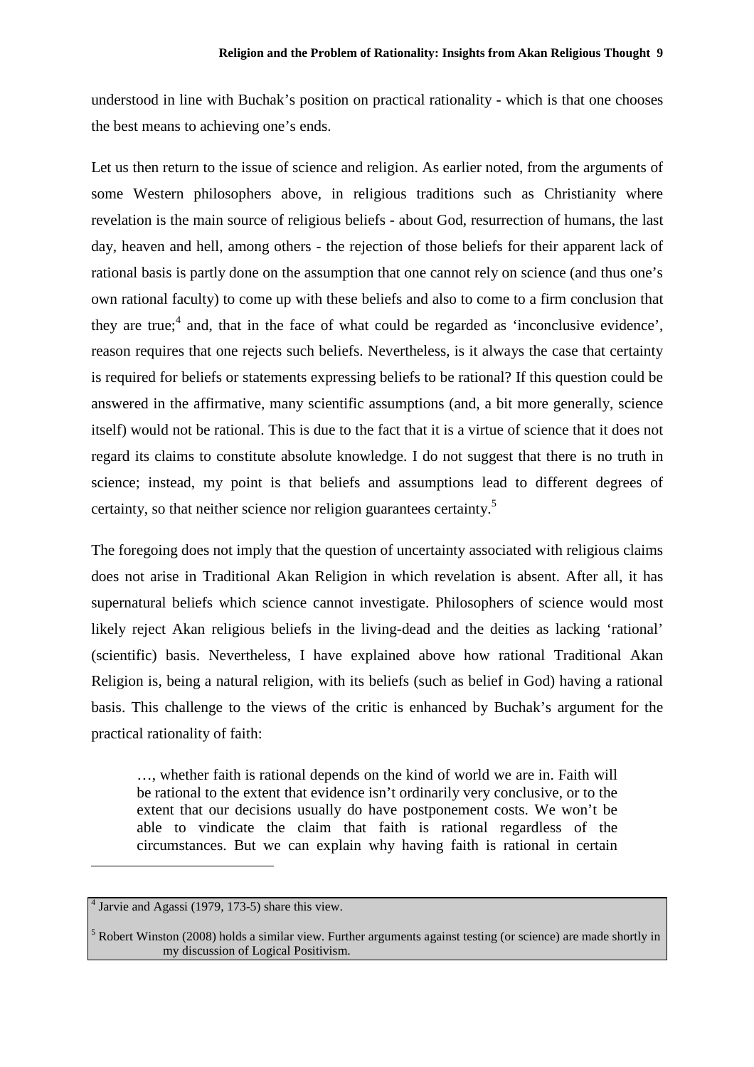understood in line with Buchak's position on practical rationality - which is that one chooses the best means to achieving one's ends.

Let us then return to the issue of science and religion. As earlier noted, from the arguments of some Western philosophers above, in religious traditions such as Christianity where revelation is the main source of religious beliefs - about God, resurrection of humans, the last day, heaven and hell, among others - the rejection of those beliefs for their apparent lack of rational basis is partly done on the assumption that one cannot rely on science (and thus one's own rational faculty) to come up with these beliefs and also to come to a firm conclusion that they are true;[4] and, that in the face of what could be regarded as 'inconclusive evidence', reason requires that one rejects such beliefs. Nevertheless, is it always the case that certainty is required for beliefs or statements expressing beliefs to be rational? If this question could be answered in the affirmative, many scientific assumptions (and, a bit more generally, science itself) would not be rational. This is due to the fact that it is a virtue of science that it does not regard its claims to constitute absolute knowledge. I do not suggest that there is no truth in science; instead, my point is that beliefs and assumptions lead to different degrees of certainty, so that neither science nor religion guarantees certainty.[5]

The foregoing does not imply that the question of uncertainty associated with religious claims does not arise in Traditional Akan Religion in which revelation is absent. After all, it has supernatural beliefs which science cannot investigate. Philosophers of science would most likely reject Akan religious beliefs in the living-dead and the deities as lacking 'rational' (scientific) basis. Nevertheless, I have explained above how rational Traditional Akan Religion is, being a natural religion, with its beliefs (such as belief in God) having a rational basis. This challenge to the views of the critic is enhanced by Buchak's argument for the practical rationality of faith:

> …, whether faith is rational depends on the kind of world we are in. Faith will be rational to the extent that evidence isn't ordinarily very conclusive, or to the extent that our decisions usually do have postponement costs. We won't be able to vindicate the claim that faith is rational regardless of the circumstances. But we can explain why having faith is rational in certain

---

[4] Jarvie and Agassi (1979, 173-5) share this view.

[5] Robert Winston (2008) holds a similar view. Further arguments against testing (or science) are made shortly in my discussion of Logical Positivism.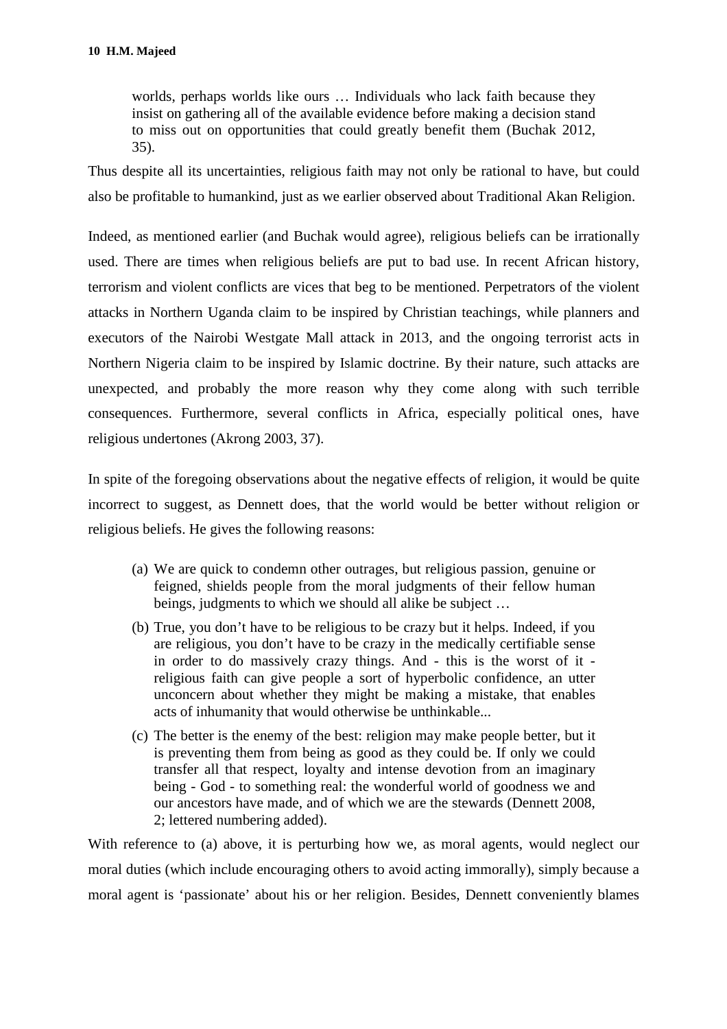> worlds, perhaps worlds like ours … Individuals who lack faith because they insist on gathering all of the available evidence before making a decision stand to miss out on opportunities that could greatly benefit them (Buchak 2012, 35).

Thus despite all its uncertainties, religious faith may not only be rational to have, but could also be profitable to humankind, just as we earlier observed about Traditional Akan Religion.

Indeed, as mentioned earlier (and Buchak would agree), religious beliefs can be irrationally used. There are times when religious beliefs are put to bad use. In recent African history, terrorism and violent conflicts are vices that beg to be mentioned. Perpetrators of the violent attacks in Northern Uganda claim to be inspired by Christian teachings, while planners and executors of the Nairobi Westgate Mall attack in 2013, and the ongoing terrorist acts in Northern Nigeria claim to be inspired by Islamic doctrine. By their nature, such attacks are unexpected, and probably the more reason why they come along with such terrible consequences. Furthermore, several conflicts in Africa, especially political ones, have religious undertones (Akrong 2003, 37).

In spite of the foregoing observations about the negative effects of religion, it would be quite incorrect to suggest, as Dennett does, that the world would be better without religion or religious beliefs. He gives the following reasons:

> (a) We are quick to condemn other outrages, but religious passion, genuine or feigned, shields people from the moral judgments of their fellow human beings, judgments to which we should all alike be subject …
>
> (b) True, you don't have to be religious to be crazy but it helps. Indeed, if you are religious, you don't have to be crazy in the medically certifiable sense in order to do massively crazy things. And - this is the worst of it - religious faith can give people a sort of hyperbolic confidence, an utter unconcern about whether they might be making a mistake, that enables acts of inhumanity that would otherwise be unthinkable...
>
> (c) The better is the enemy of the best: religion may make people better, but it is preventing them from being as good as they could be. If only we could transfer all that respect, loyalty and intense devotion from an imaginary being - God - to something real: the wonderful world of goodness we and our ancestors have made, and of which we are the stewards (Dennett 2008, 2; lettered numbering added).

With reference to (a) above, it is perturbing how we, as moral agents, would neglect our moral duties (which include encouraging others to avoid acting immorally), simply because a moral agent is 'passionate' about his or her religion. Besides, Dennett conveniently blames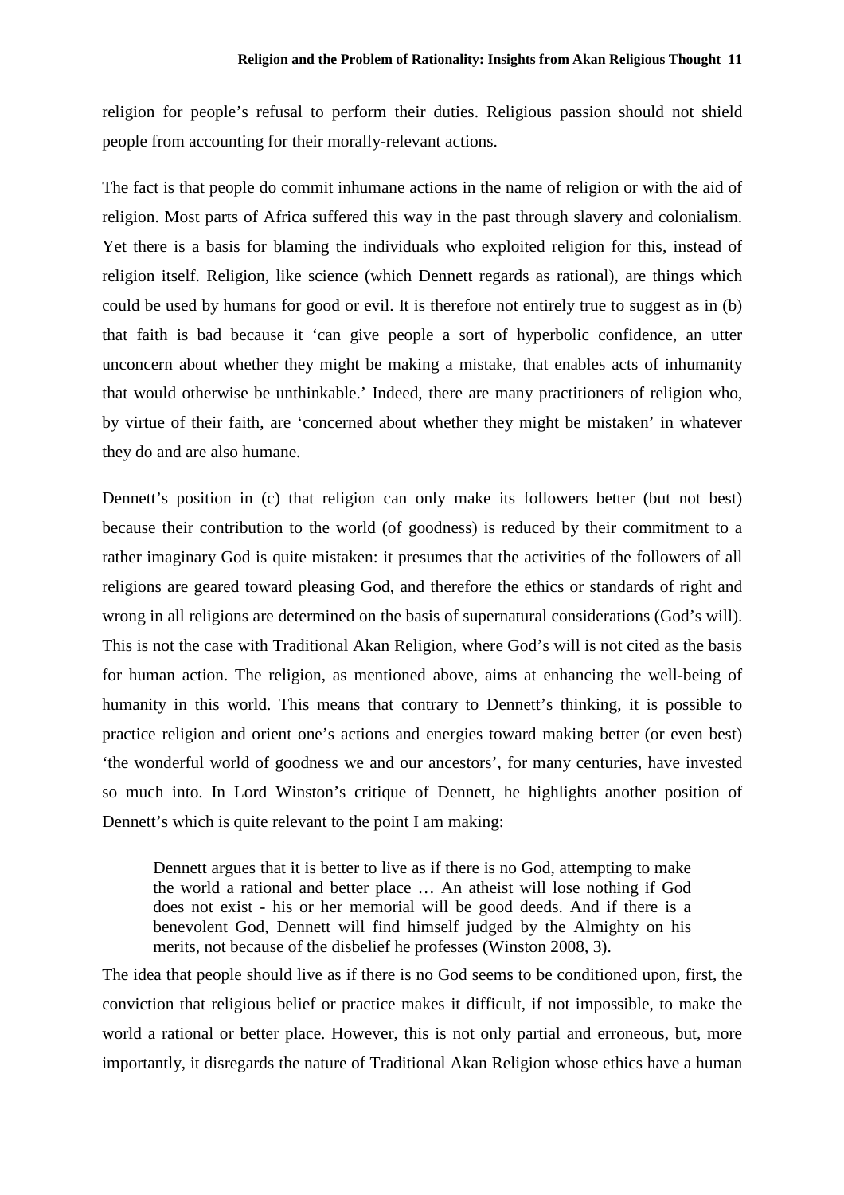religion for people's refusal to perform their duties. Religious passion should not shield people from accounting for their morally-relevant actions.

The fact is that people do commit inhumane actions in the name of religion or with the aid of religion. Most parts of Africa suffered this way in the past through slavery and colonialism. Yet there is a basis for blaming the individuals who exploited religion for this, instead of religion itself. Religion, like science (which Dennett regards as rational), are things which could be used by humans for good or evil. It is therefore not entirely true to suggest as in (b) that faith is bad because it 'can give people a sort of hyperbolic confidence, an utter unconcern about whether they might be making a mistake, that enables acts of inhumanity that would otherwise be unthinkable.' Indeed, there are many practitioners of religion who, by virtue of their faith, are 'concerned about whether they might be mistaken' in whatever they do and are also humane.

Dennett's position in (c) that religion can only make its followers better (but not best) because their contribution to the world (of goodness) is reduced by their commitment to a rather imaginary God is quite mistaken: it presumes that the activities of the followers of all religions are geared toward pleasing God, and therefore the ethics or standards of right and wrong in all religions are determined on the basis of supernatural considerations (God's will). This is not the case with Traditional Akan Religion, where God's will is not cited as the basis for human action. The religion, as mentioned above, aims at enhancing the well-being of humanity in this world. This means that contrary to Dennett's thinking, it is possible to practice religion and orient one's actions and energies toward making better (or even best) 'the wonderful world of goodness we and our ancestors', for many centuries, have invested so much into. In Lord Winston's critique of Dennett, he highlights another position of Dennett's which is quite relevant to the point I am making:

> Dennett argues that it is better to live as if there is no God, attempting to make the world a rational and better place … An atheist will lose nothing if God does not exist - his or her memorial will be good deeds. And if there is a benevolent God, Dennett will find himself judged by the Almighty on his merits, not because of the disbelief he professes (Winston 2008, 3).

The idea that people should live as if there is no God seems to be conditioned upon, first, the conviction that religious belief or practice makes it difficult, if not impossible, to make the world a rational or better place. However, this is not only partial and erroneous, but, more importantly, it disregards the nature of Traditional Akan Religion whose ethics have a human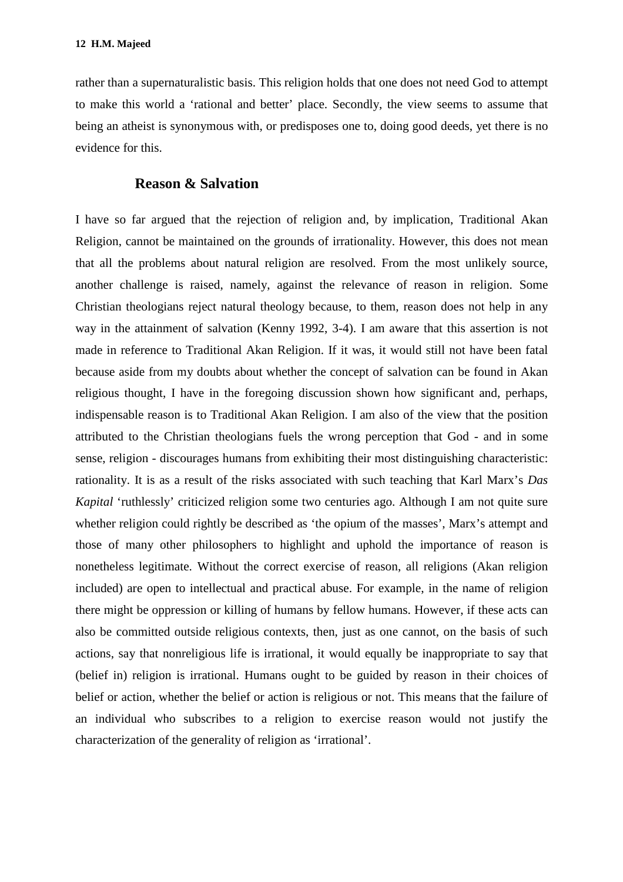rather than a supernaturalistic basis. This religion holds that one does not need God to attempt to make this world a 'rational and better' place. Secondly, the view seems to assume that being an atheist is synonymous with, or predisposes one to, doing good deeds, yet there is no evidence for this.

## Reason & Salvation

I have so far argued that the rejection of religion and, by implication, Traditional Akan Religion, cannot be maintained on the grounds of irrationality. However, this does not mean that all the problems about natural religion are resolved. From the most unlikely source, another challenge is raised, namely, against the relevance of reason in religion. Some Christian theologians reject natural theology because, to them, reason does not help in any way in the attainment of salvation (Kenny 1992, 3-4). I am aware that this assertion is not made in reference to Traditional Akan Religion. If it was, it would still not have been fatal because aside from my doubts about whether the concept of salvation can be found in Akan religious thought, I have in the foregoing discussion shown how significant and, perhaps, indispensable reason is to Traditional Akan Religion. I am also of the view that the position attributed to the Christian theologians fuels the wrong perception that God - and in some sense, religion - discourages humans from exhibiting their most distinguishing characteristic: rationality. It is as a result of the risks associated with such teaching that Karl Marx's *Das Kapital* 'ruthlessly' criticized religion some two centuries ago. Although I am not quite sure whether religion could rightly be described as 'the opium of the masses', Marx's attempt and those of many other philosophers to highlight and uphold the importance of reason is nonetheless legitimate. Without the correct exercise of reason, all religions (Akan religion included) are open to intellectual and practical abuse. For example, in the name of religion there might be oppression or killing of humans by fellow humans. However, if these acts can also be committed outside religious contexts, then, just as one cannot, on the basis of such actions, say that nonreligious life is irrational, it would equally be inappropriate to say that (belief in) religion is irrational. Humans ought to be guided by reason in their choices of belief or action, whether the belief or action is religious or not. This means that the failure of an individual who subscribes to a religion to exercise reason would not justify the characterization of the generality of religion as 'irrational'.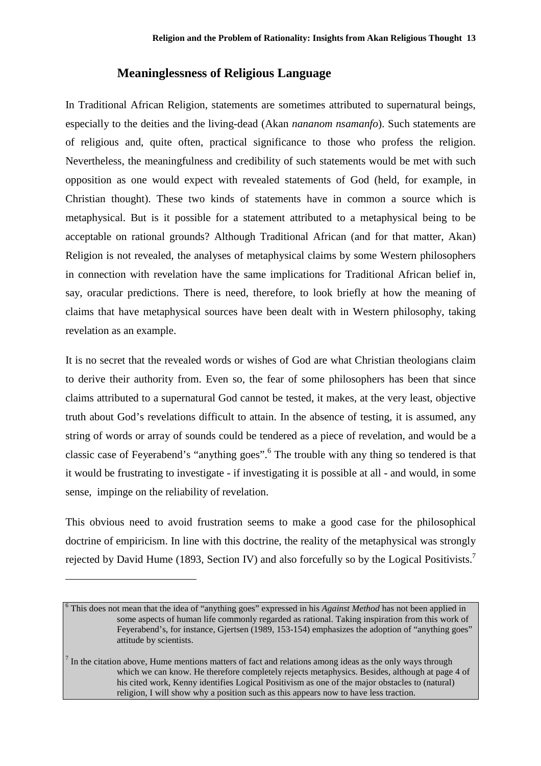## Meaninglessness of Religious Language

In Traditional African Religion, statements are sometimes attributed to supernatural beings, especially to the deities and the living-dead (Akan *nananom nsamanfo*). Such statements are of religious and, quite often, practical significance to those who profess the religion. Nevertheless, the meaningfulness and credibility of such statements would be met with such opposition as one would expect with revealed statements of God (held, for example, in Christian thought). These two kinds of statements have in common a source which is metaphysical. But is it possible for a statement attributed to a metaphysical being to be acceptable on rational grounds? Although Traditional African (and for that matter, Akan) Religion is not revealed, the analyses of metaphysical claims by some Western philosophers in connection with revelation have the same implications for Traditional African belief in, say, oracular predictions. There is need, therefore, to look briefly at how the meaning of claims that have metaphysical sources have been dealt with in Western philosophy, taking revelation as an example.

It is no secret that the revealed words or wishes of God are what Christian theologians claim to derive their authority from. Even so, the fear of some philosophers has been that since claims attributed to a supernatural God cannot be tested, it makes, at the very least, objective truth about God's revelations difficult to attain. In the absence of testing, it is assumed, any string of words or array of sounds could be tendered as a piece of revelation, and would be a classic case of Feyerabend's "anything goes".[6] The trouble with any thing so tendered is that it would be frustrating to investigate - if investigating it is possible at all - and would, in some sense, impinge on the reliability of revelation.

This obvious need to avoid frustration seems to make a good case for the philosophical doctrine of empiricism. In line with this doctrine, the reality of the metaphysical was strongly rejected by David Hume (1893, Section IV) and also forcefully so by the Logical Positivists.[7]

---

[6] This does not mean that the idea of "anything goes" expressed in his *Against Method* has not been applied in some aspects of human life commonly regarded as rational. Taking inspiration from this work of Feyerabend's, for instance, Gjertsen (1989, 153-154) emphasizes the adoption of "anything goes" attitude by scientists.

[7] In the citation above, Hume mentions matters of fact and relations among ideas as the only ways through which we can know. He therefore completely rejects metaphysics. Besides, although at page 4 of his cited work, Kenny identifies Logical Positivism as one of the major obstacles to (natural) religion, I will show why a position such as this appears now to have less traction.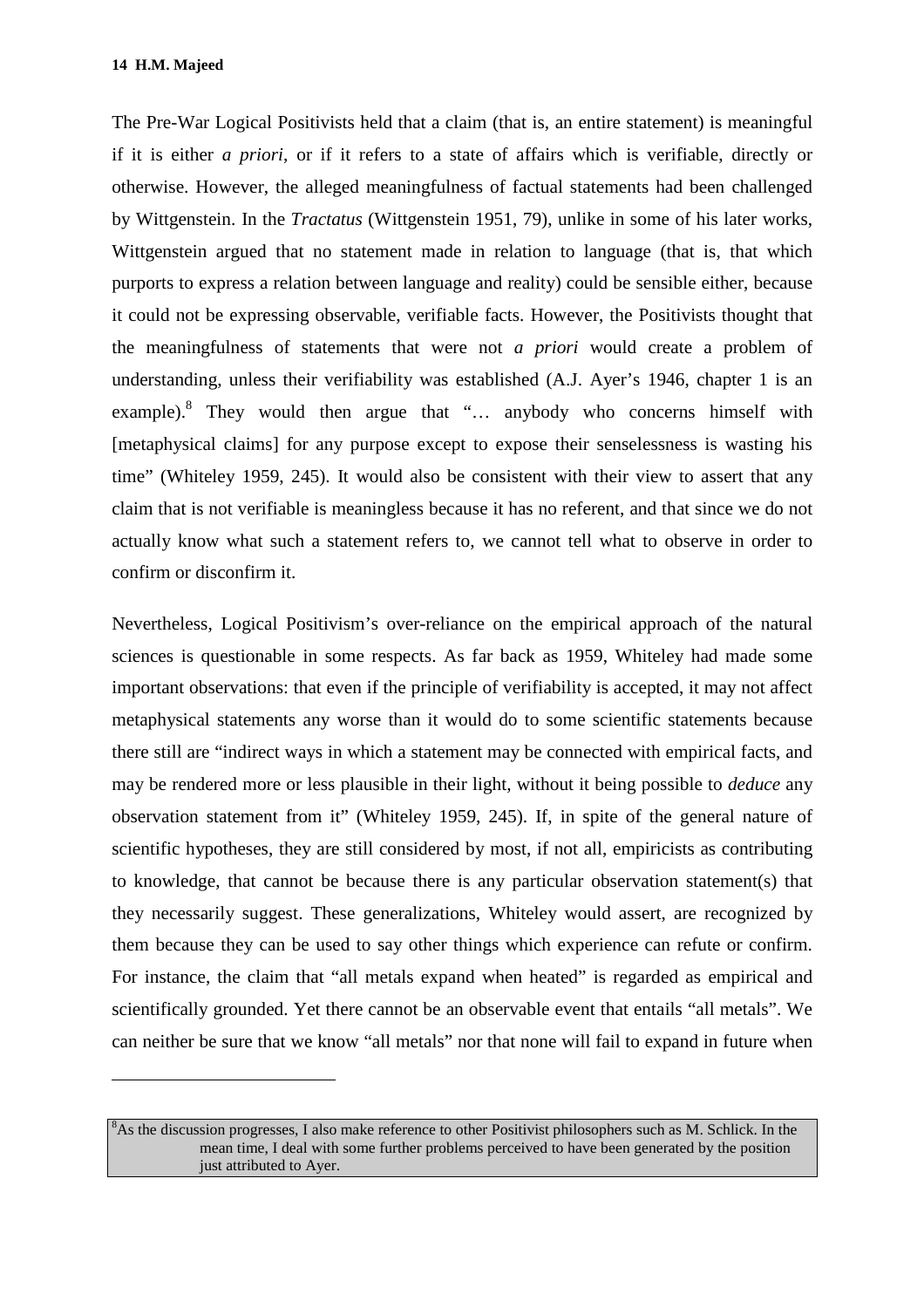The Pre-War Logical Positivists held that a claim (that is, an entire statement) is meaningful if it is either *a priori*, or if it refers to a state of affairs which is verifiable, directly or otherwise. However, the alleged meaningfulness of factual statements had been challenged by Wittgenstein. In the *Tractatus* (Wittgenstein 1951, 79), unlike in some of his later works, Wittgenstein argued that no statement made in relation to language (that is, that which purports to express a relation between language and reality) could be sensible either, because it could not be expressing observable, verifiable facts. However, the Positivists thought that the meaningfulness of statements that were not *a priori* would create a problem of understanding, unless their verifiability was established (A.J. Ayer's 1946, chapter 1 is an example).[8] They would then argue that "… anybody who concerns himself with [metaphysical claims] for any purpose except to expose their senselessness is wasting his time" (Whiteley 1959, 245). It would also be consistent with their view to assert that any claim that is not verifiable is meaningless because it has no referent, and that since we do not actually know what such a statement refers to, we cannot tell what to observe in order to confirm or disconfirm it.

Nevertheless, Logical Positivism's over-reliance on the empirical approach of the natural sciences is questionable in some respects. As far back as 1959, Whiteley had made some important observations: that even if the principle of verifiability is accepted, it may not affect metaphysical statements any worse than it would do to some scientific statements because there still are "indirect ways in which a statement may be connected with empirical facts, and may be rendered more or less plausible in their light, without it being possible to *deduce* any observation statement from it" (Whiteley 1959, 245). If, in spite of the general nature of scientific hypotheses, they are still considered by most, if not all, empiricists as contributing to knowledge, that cannot be because there is any particular observation statement(s) that they necessarily suggest. These generalizations, Whiteley would assert, are recognized by them because they can be used to say other things which experience can refute or confirm. For instance, the claim that "all metals expand when heated" is regarded as empirical and scientifically grounded. Yet there cannot be an observable event that entails "all metals". We can neither be sure that we know "all metals" nor that none will fail to expand in future when

---

[8] As the discussion progresses, I also make reference to other Positivist philosophers such as M. Schlick. In the mean time, I deal with some further problems perceived to have been generated by the position just attributed to Ayer.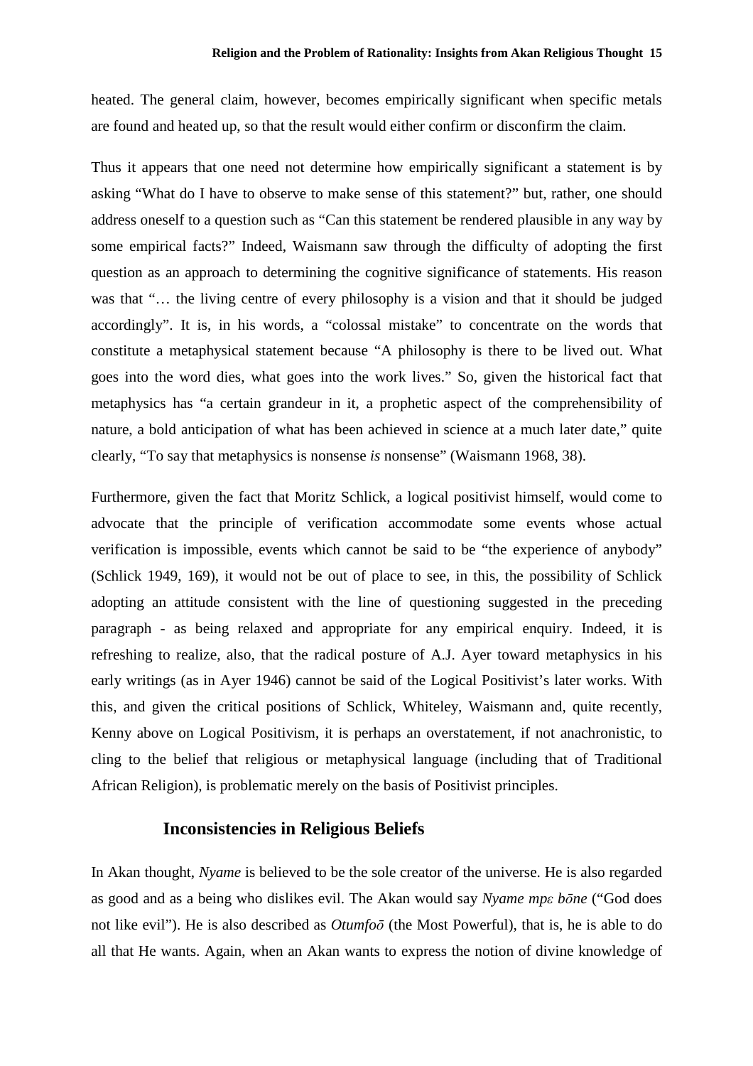heated. The general claim, however, becomes empirically significant when specific metals are found and heated up, so that the result would either confirm or disconfirm the claim.

Thus it appears that one need not determine how empirically significant a statement is by asking "What do I have to observe to make sense of this statement?" but, rather, one should address oneself to a question such as "Can this statement be rendered plausible in any way by some empirical facts?" Indeed, Waismann saw through the difficulty of adopting the first question as an approach to determining the cognitive significance of statements. His reason was that "… the living centre of every philosophy is a vision and that it should be judged accordingly". It is, in his words, a "colossal mistake" to concentrate on the words that constitute a metaphysical statement because "A philosophy is there to be lived out. What goes into the word dies, what goes into the work lives." So, given the historical fact that metaphysics has "a certain grandeur in it, a prophetic aspect of the comprehensibility of nature, a bold anticipation of what has been achieved in science at a much later date," quite clearly, "To say that metaphysics is nonsense *is* nonsense" (Waismann 1968, 38).

Furthermore, given the fact that Moritz Schlick, a logical positivist himself, would come to advocate that the principle of verification accommodate some events whose actual verification is impossible, events which cannot be said to be "the experience of anybody" (Schlick 1949, 169), it would not be out of place to see, in this, the possibility of Schlick adopting an attitude consistent with the line of questioning suggested in the preceding paragraph - as being relaxed and appropriate for any empirical enquiry. Indeed, it is refreshing to realize, also, that the radical posture of A.J. Ayer toward metaphysics in his early writings (as in Ayer 1946) cannot be said of the Logical Positivist's later works. With this, and given the critical positions of Schlick, Whiteley, Waismann and, quite recently, Kenny above on Logical Positivism, it is perhaps an overstatement, if not anachronistic, to cling to the belief that religious or metaphysical language (including that of Traditional African Religion), is problematic merely on the basis of Positivist principles.

## Inconsistencies in Religious Beliefs

In Akan thought, *Nyame* is believed to be the sole creator of the universe. He is also regarded as good and as a being who dislikes evil. The Akan would say *Nyame mpɛ bɔ̄ne* ("God does not like evil"). He is also described as *Otumfoɔ̄* (the Most Powerful), that is, he is able to do all that He wants. Again, when an Akan wants to express the notion of divine knowledge of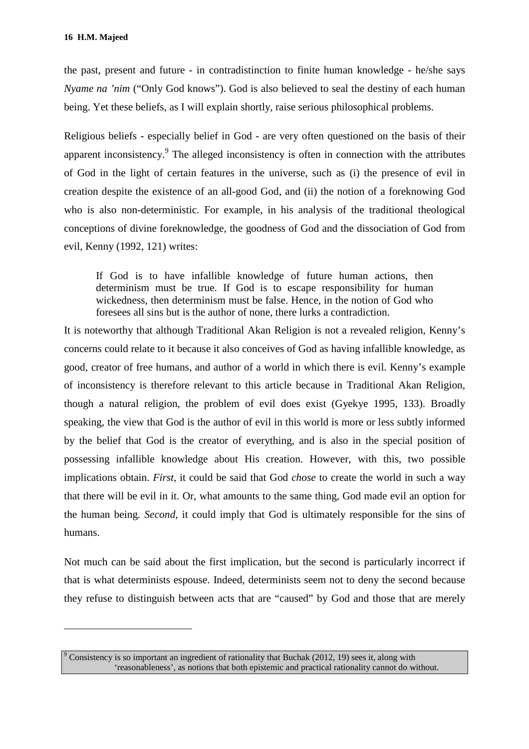the past, present and future - in contradistinction to finite human knowledge - he/she says *Nyame na 'nim* ("Only God knows"). God is also believed to seal the destiny of each human being. Yet these beliefs, as I will explain shortly, raise serious philosophical problems.

Religious beliefs - especially belief in God - are very often questioned on the basis of their apparent inconsistency.[9] The alleged inconsistency is often in connection with the attributes of God in the light of certain features in the universe, such as (i) the presence of evil in creation despite the existence of an all-good God, and (ii) the notion of a foreknowing God who is also non-deterministic. For example, in his analysis of the traditional theological conceptions of divine foreknowledge, the goodness of God and the dissociation of God from evil, Kenny (1992, 121) writes:

> If God is to have infallible knowledge of future human actions, then determinism must be true. If God is to escape responsibility for human wickedness, then determinism must be false. Hence, in the notion of God who foresees all sins but is the author of none, there lurks a contradiction.

It is noteworthy that although Traditional Akan Religion is not a revealed religion, Kenny's concerns could relate to it because it also conceives of God as having infallible knowledge, as good, creator of free humans, and author of a world in which there is evil. Kenny's example of inconsistency is therefore relevant to this article because in Traditional Akan Religion, though a natural religion, the problem of evil does exist (Gyekye 1995, 133). Broadly speaking, the view that God is the author of evil in this world is more or less subtly informed by the belief that God is the creator of everything, and is also in the special position of possessing infallible knowledge about His creation. However, with this, two possible implications obtain. *First*, it could be said that God *chose* to create the world in such a way that there will be evil in it. Or, what amounts to the same thing, God made evil an option for the human being. *Second*, it could imply that God is ultimately responsible for the sins of humans.

Not much can be said about the first implication, but the second is particularly incorrect if that is what determinists espouse. Indeed, determinists seem not to deny the second because they refuse to distinguish between acts that are "caused" by God and those that are merely

---

[9] Consistency is so important an ingredient of rationality that Buchak (2012, 19) sees it, along with 'reasonableness', as notions that both epistemic and practical rationality cannot do without.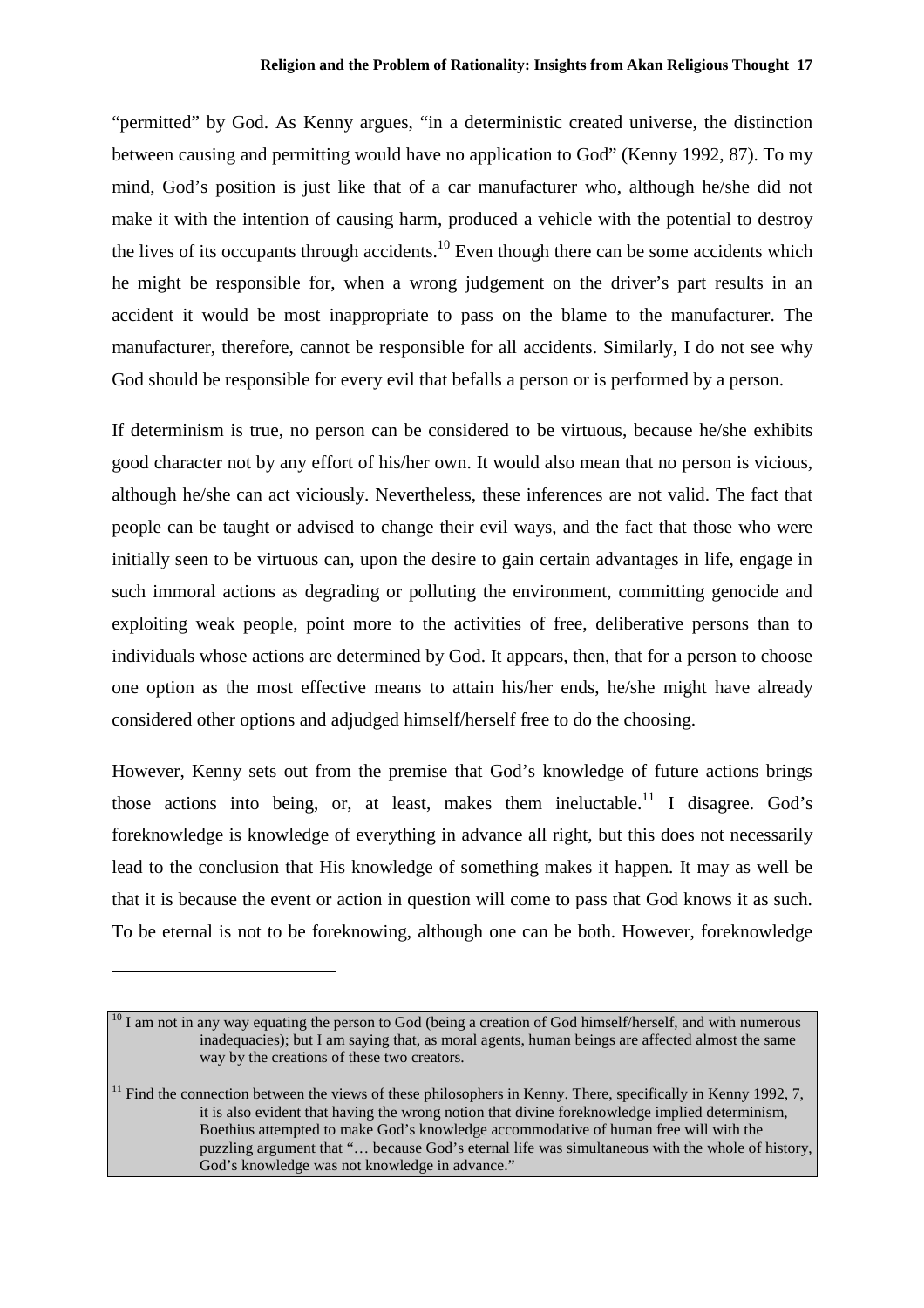"permitted" by God. As Kenny argues, "in a deterministic created universe, the distinction between causing and permitting would have no application to God" (Kenny 1992, 87). To my mind, God's position is just like that of a car manufacturer who, although he/she did not make it with the intention of causing harm, produced a vehicle with the potential to destroy the lives of its occupants through accidents.[10] Even though there can be some accidents which he might be responsible for, when a wrong judgement on the driver's part results in an accident it would be most inappropriate to pass on the blame to the manufacturer. The manufacturer, therefore, cannot be responsible for all accidents. Similarly, I do not see why God should be responsible for every evil that befalls a person or is performed by a person.

If determinism is true, no person can be considered to be virtuous, because he/she exhibits good character not by any effort of his/her own. It would also mean that no person is vicious, although he/she can act viciously. Nevertheless, these inferences are not valid. The fact that people can be taught or advised to change their evil ways, and the fact that those who were initially seen to be virtuous can, upon the desire to gain certain advantages in life, engage in such immoral actions as degrading or polluting the environment, committing genocide and exploiting weak people, point more to the activities of free, deliberative persons than to individuals whose actions are determined by God. It appears, then, that for a person to choose one option as the most effective means to attain his/her ends, he/she might have already considered other options and adjudged himself/herself free to do the choosing.

However, Kenny sets out from the premise that God's knowledge of future actions brings those actions into being, or, at least, makes them ineluctable.[11] I disagree. God's foreknowledge is knowledge of everything in advance all right, but this does not necessarily lead to the conclusion that His knowledge of something makes it happen. It may as well be that it is because the event or action in question will come to pass that God knows it as such. To be eternal is not to be foreknowing, although one can be both. However, foreknowledge

---

[10] I am not in any way equating the person to God (being a creation of God himself/herself, and with numerous inadequacies); but I am saying that, as moral agents, human beings are affected almost the same way by the creations of these two creators.

[11] Find the connection between the views of these philosophers in Kenny. There, specifically in Kenny 1992, 7, it is also evident that having the wrong notion that divine foreknowledge implied determinism, Boethius attempted to make God's knowledge accommodative of human free will with the puzzling argument that "… because God's eternal life was simultaneous with the whole of history, God's knowledge was not knowledge in advance."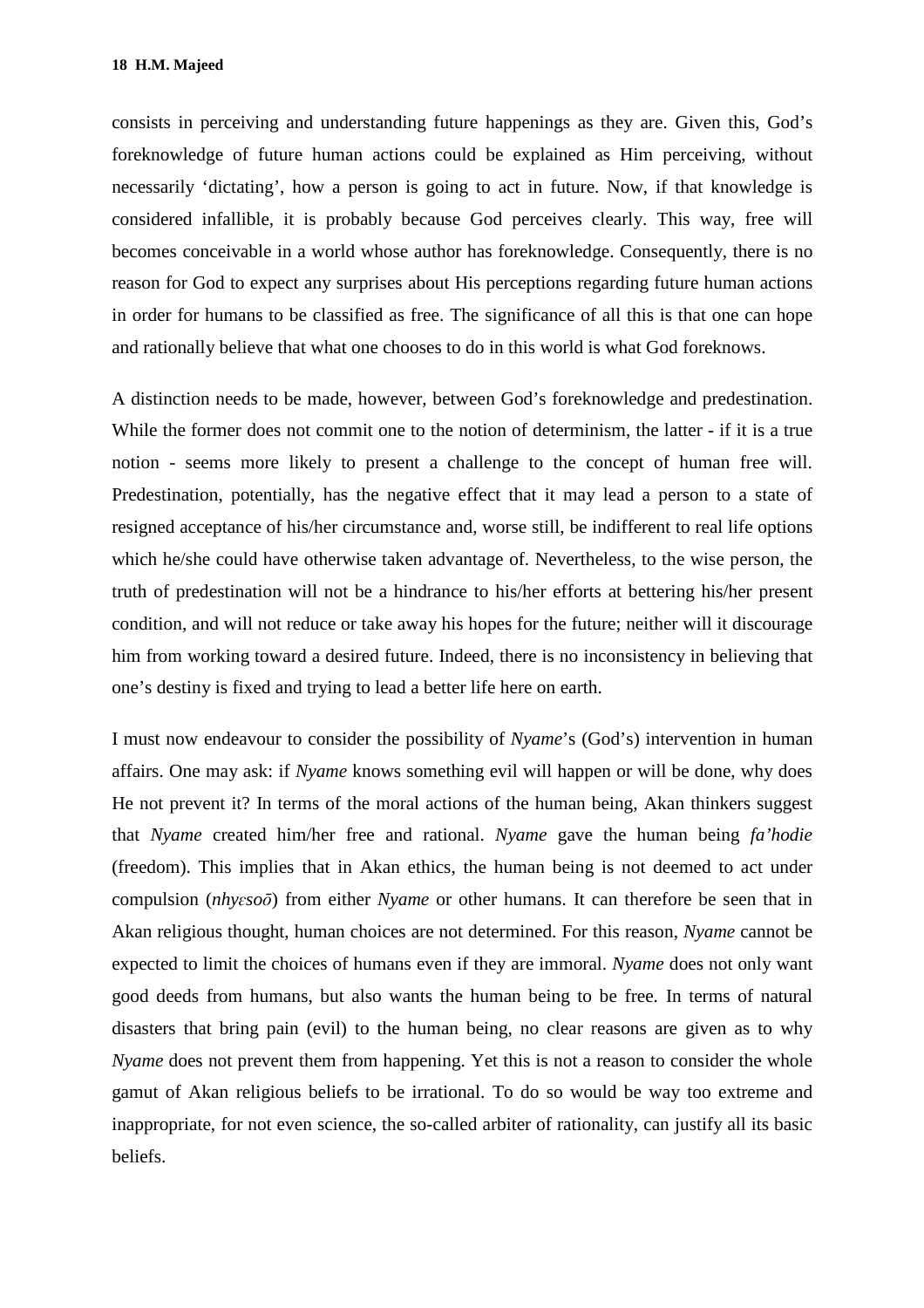consists in perceiving and understanding future happenings as they are. Given this, God's foreknowledge of future human actions could be explained as Him perceiving, without necessarily 'dictating', how a person is going to act in future. Now, if that knowledge is considered infallible, it is probably because God perceives clearly. This way, free will becomes conceivable in a world whose author has foreknowledge. Consequently, there is no reason for God to expect any surprises about His perceptions regarding future human actions in order for humans to be classified as free. The significance of all this is that one can hope and rationally believe that what one chooses to do in this world is what God foreknows.

A distinction needs to be made, however, between God's foreknowledge and predestination. While the former does not commit one to the notion of determinism, the latter - if it is a true notion - seems more likely to present a challenge to the concept of human free will. Predestination, potentially, has the negative effect that it may lead a person to a state of resigned acceptance of his/her circumstance and, worse still, be indifferent to real life options which he/she could have otherwise taken advantage of. Nevertheless, to the wise person, the truth of predestination will not be a hindrance to his/her efforts at bettering his/her present condition, and will not reduce or take away his hopes for the future; neither will it discourage him from working toward a desired future. Indeed, there is no inconsistency in believing that one's destiny is fixed and trying to lead a better life here on earth.

I must now endeavour to consider the possibility of *Nyame*'s (God's) intervention in human affairs. One may ask: if *Nyame* knows something evil will happen or will be done, why does He not prevent it? In terms of the moral actions of the human being, Akan thinkers suggest that *Nyame* created him/her free and rational. *Nyame* gave the human being *fa'hodie* (freedom). This implies that in Akan ethics, the human being is not deemed to act under compulsion (*nhyɛsoɔ̄*) from either *Nyame* or other humans. It can therefore be seen that in Akan religious thought, human choices are not determined. For this reason, *Nyame* cannot be expected to limit the choices of humans even if they are immoral. *Nyame* does not only want good deeds from humans, but also wants the human being to be free. In terms of natural disasters that bring pain (evil) to the human being, no clear reasons are given as to why *Nyame* does not prevent them from happening. Yet this is not a reason to consider the whole gamut of Akan religious beliefs to be irrational. To do so would be way too extreme and inappropriate, for not even science, the so-called arbiter of rationality, can justify all its basic beliefs.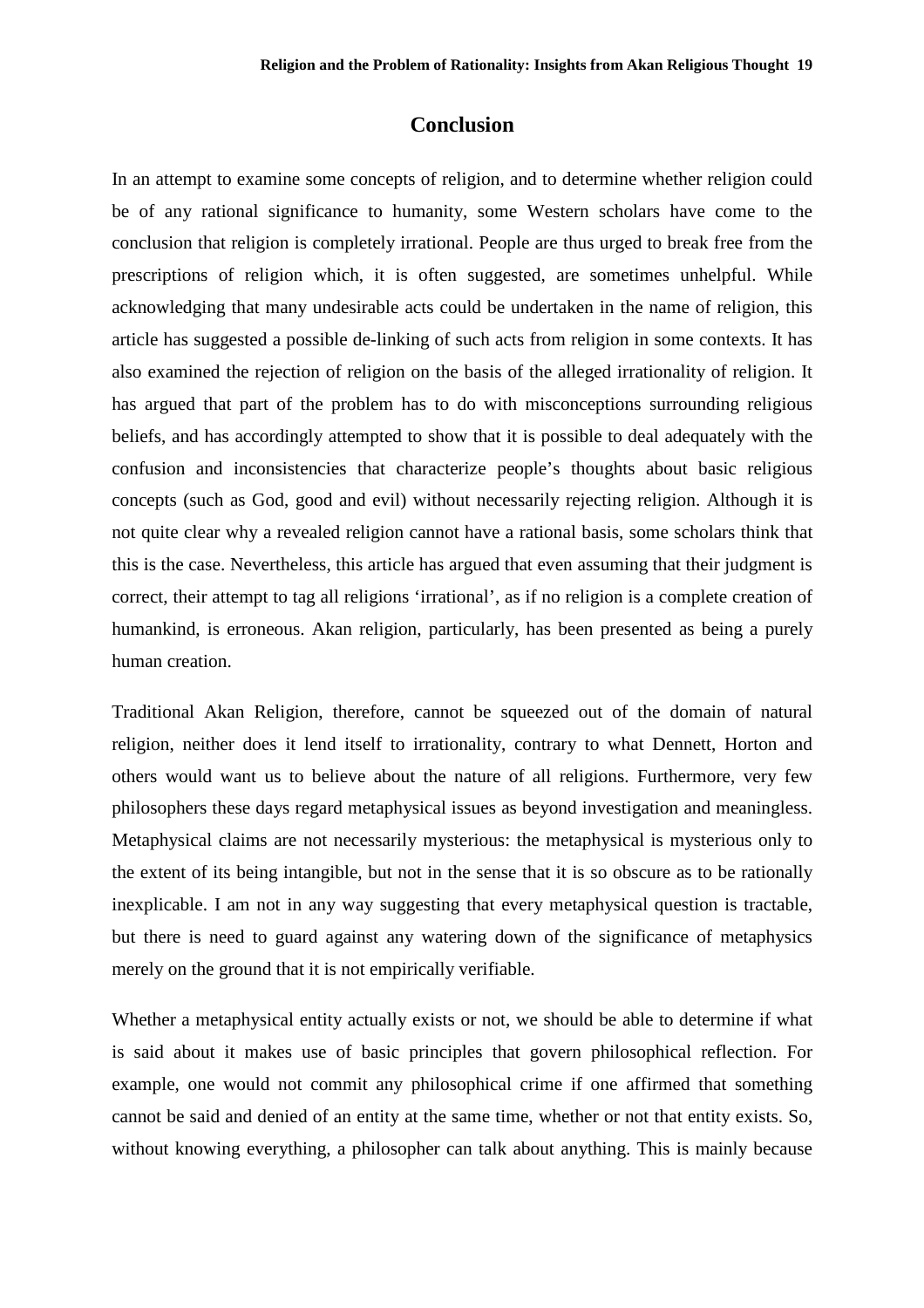## Conclusion

In an attempt to examine some concepts of religion, and to determine whether religion could be of any rational significance to humanity, some Western scholars have come to the conclusion that religion is completely irrational. People are thus urged to break free from the prescriptions of religion which, it is often suggested, are sometimes unhelpful. While acknowledging that many undesirable acts could be undertaken in the name of religion, this article has suggested a possible de-linking of such acts from religion in some contexts. It has also examined the rejection of religion on the basis of the alleged irrationality of religion. It has argued that part of the problem has to do with misconceptions surrounding religious beliefs, and has accordingly attempted to show that it is possible to deal adequately with the confusion and inconsistencies that characterize people's thoughts about basic religious concepts (such as God, good and evil) without necessarily rejecting religion. Although it is not quite clear why a revealed religion cannot have a rational basis, some scholars think that this is the case. Nevertheless, this article has argued that even assuming that their judgment is correct, their attempt to tag all religions 'irrational', as if no religion is a complete creation of humankind, is erroneous. Akan religion, particularly, has been presented as being a purely human creation.

Traditional Akan Religion, therefore, cannot be squeezed out of the domain of natural religion, neither does it lend itself to irrationality, contrary to what Dennett, Horton and others would want us to believe about the nature of all religions. Furthermore, very few philosophers these days regard metaphysical issues as beyond investigation and meaningless. Metaphysical claims are not necessarily mysterious: the metaphysical is mysterious only to the extent of its being intangible, but not in the sense that it is so obscure as to be rationally inexplicable. I am not in any way suggesting that every metaphysical question is tractable, but there is need to guard against any watering down of the significance of metaphysics merely on the ground that it is not empirically verifiable.

Whether a metaphysical entity actually exists or not, we should be able to determine if what is said about it makes use of basic principles that govern philosophical reflection. For example, one would not commit any philosophical crime if one affirmed that something cannot be said and denied of an entity at the same time, whether or not that entity exists. So, without knowing everything, a philosopher can talk about anything. This is mainly because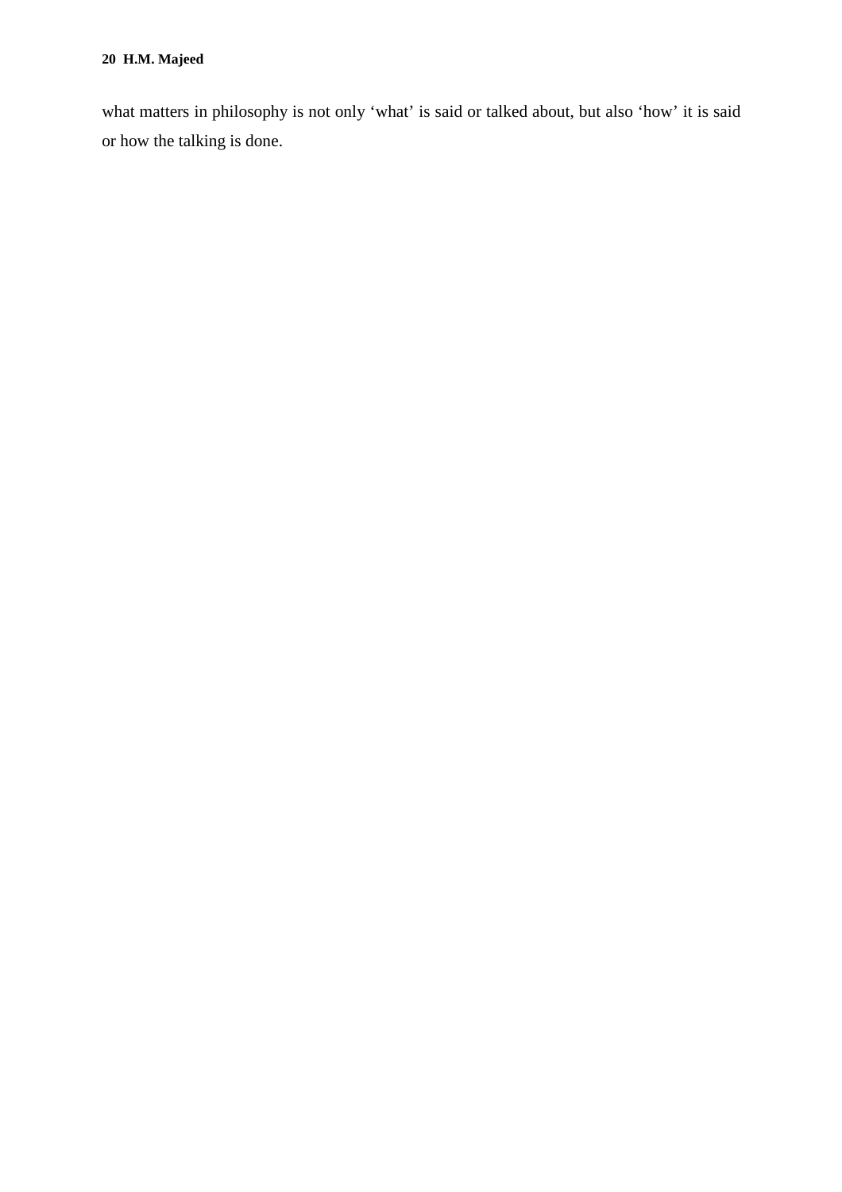what matters in philosophy is not only ‘what’ is said or talked about, but also ‘how’ it is said or how the talking is done.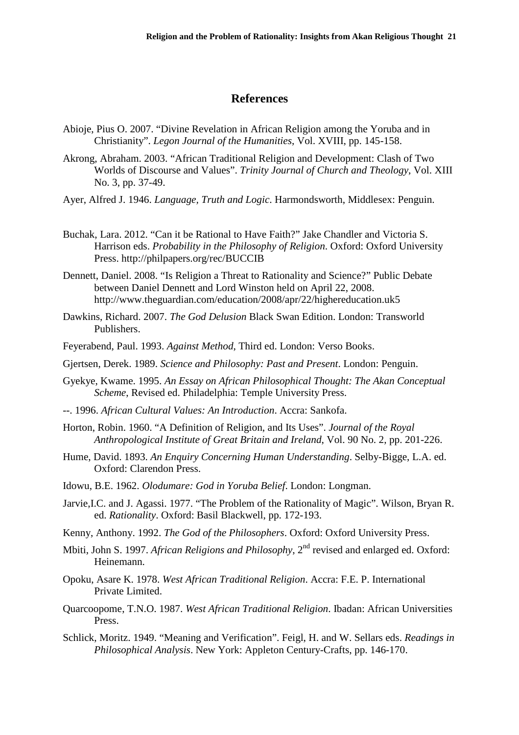## References

Abioje, Pius O. 2007. "Divine Revelation in African Religion among the Yoruba and in Christianity". *Legon Journal of the Humanities*, Vol. XVIII, pp. 145-158.

Akrong, Abraham. 2003. "African Traditional Religion and Development: Clash of Two Worlds of Discourse and Values". *Trinity Journal of Church and Theology*, Vol. XIII No. 3, pp. 37-49.

Ayer, Alfred J. 1946. *Language, Truth and Logic*. Harmondsworth, Middlesex: Penguin.

Buchak, Lara. 2012. "Can it be Rational to Have Faith?" Jake Chandler and Victoria S. Harrison eds. *Probability in the Philosophy of Religion*. Oxford: Oxford University Press. http://philpapers.org/rec/BUCCIB

Dennett, Daniel. 2008. "Is Religion a Threat to Rationality and Science?" Public Debate between Daniel Dennett and Lord Winston held on April 22, 2008. http://www.theguardian.com/education/2008/apr/22/highereducation.uk5

Dawkins, Richard. 2007. *The God Delusion* Black Swan Edition. London: Transworld Publishers.

Feyerabend, Paul. 1993. *Against Method*, Third ed. London: Verso Books.

Gjertsen, Derek. 1989. *Science and Philosophy: Past and Present*. London: Penguin.

Gyekye, Kwame. 1995. *An Essay on African Philosophical Thought: The Akan Conceptual Scheme*, Revised ed. Philadelphia: Temple University Press.

--. 1996. *African Cultural Values: An Introduction*. Accra: Sankofa.

Horton, Robin. 1960. "A Definition of Religion, and Its Uses". *Journal of the Royal Anthropological Institute of Great Britain and Ireland*, Vol. 90 No. 2, pp. 201-226.

Hume, David. 1893. *An Enquiry Concerning Human Understanding*. Selby-Bigge, L.A. ed. Oxford: Clarendon Press.

Idowu, B.E. 1962. *Olodumare: God in Yoruba Belief*. London: Longman.

Jarvie,I.C. and J. Agassi. 1977. "The Problem of the Rationality of Magic". Wilson, Bryan R. ed. *Rationality*. Oxford: Basil Blackwell, pp. 172-193.

Kenny, Anthony. 1992. *The God of the Philosophers*. Oxford: Oxford University Press.

Mbiti, John S. 1997. *African Religions and Philosophy*, 2nd revised and enlarged ed. Oxford: Heinemann.

Opoku, Asare K. 1978. *West African Traditional Religion*. Accra: F.E. P. International Private Limited.

Quarcoopome, T.N.O. 1987. *West African Traditional Religion*. Ibadan: African Universities Press.

Schlick, Moritz. 1949. "Meaning and Verification". Feigl, H. and W. Sellars eds. *Readings in Philosophical Analysis*. New York: Appleton Century-Crafts, pp. 146-170.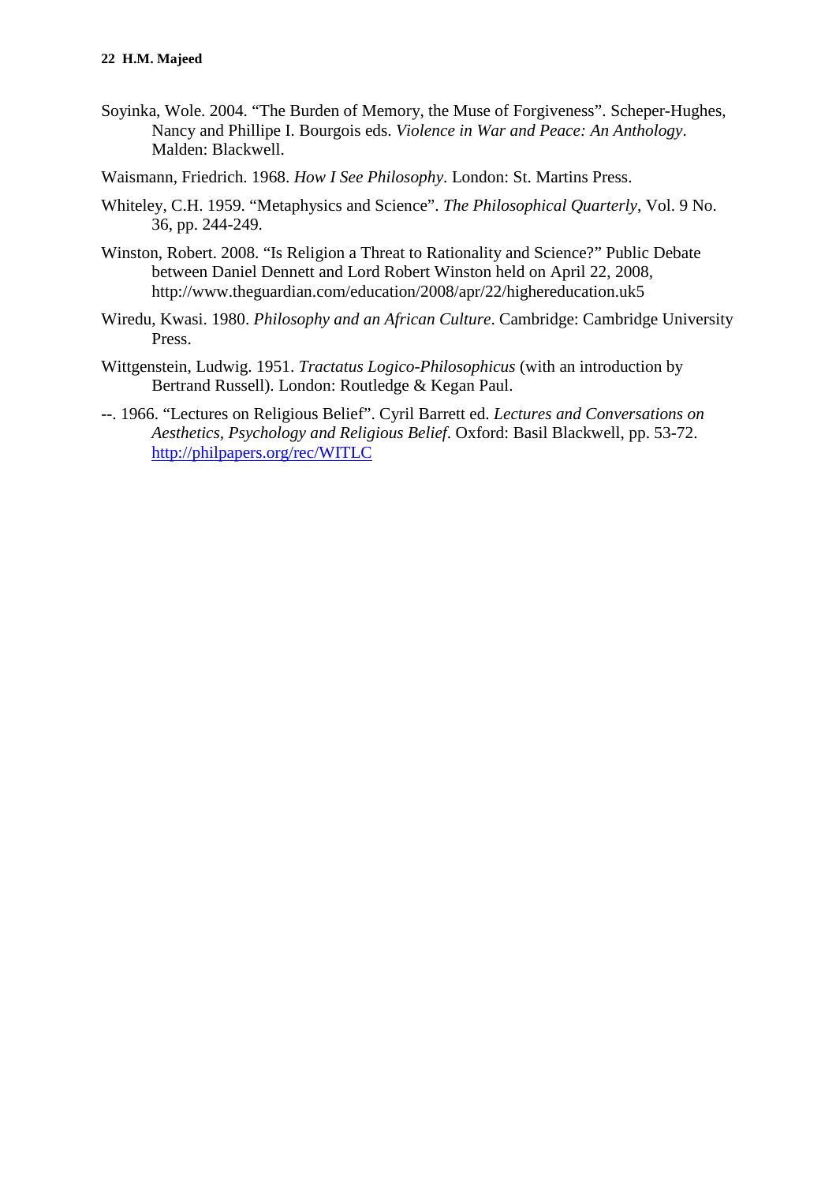Soyinka, Wole. 2004. "The Burden of Memory, the Muse of Forgiveness". Scheper-Hughes, Nancy and Phillipe I. Bourgois eds. *Violence in War and Peace: An Anthology*. Malden: Blackwell.

Waismann, Friedrich. 1968. *How I See Philosophy*. London: St. Martins Press.

Whiteley, C.H. 1959. "Metaphysics and Science". *The Philosophical Quarterly*, Vol. 9 No. 36, pp. 244-249.

Winston, Robert. 2008. "Is Religion a Threat to Rationality and Science?" Public Debate between Daniel Dennett and Lord Robert Winston held on April 22, 2008, http://www.theguardian.com/education/2008/apr/22/highereducation.uk5

Wiredu, Kwasi. 1980. *Philosophy and an African Culture*. Cambridge: Cambridge University Press.

Wittgenstein, Ludwig. 1951. *Tractatus Logico-Philosophicus* (with an introduction by Bertrand Russell). London: Routledge & Kegan Paul.

--. 1966. "Lectures on Religious Belief". Cyril Barrett ed. *Lectures and Conversations on Aesthetics, Psychology and Religious Belief*. Oxford: Basil Blackwell, pp. 53-72. http://philpapers.org/rec/WITLC